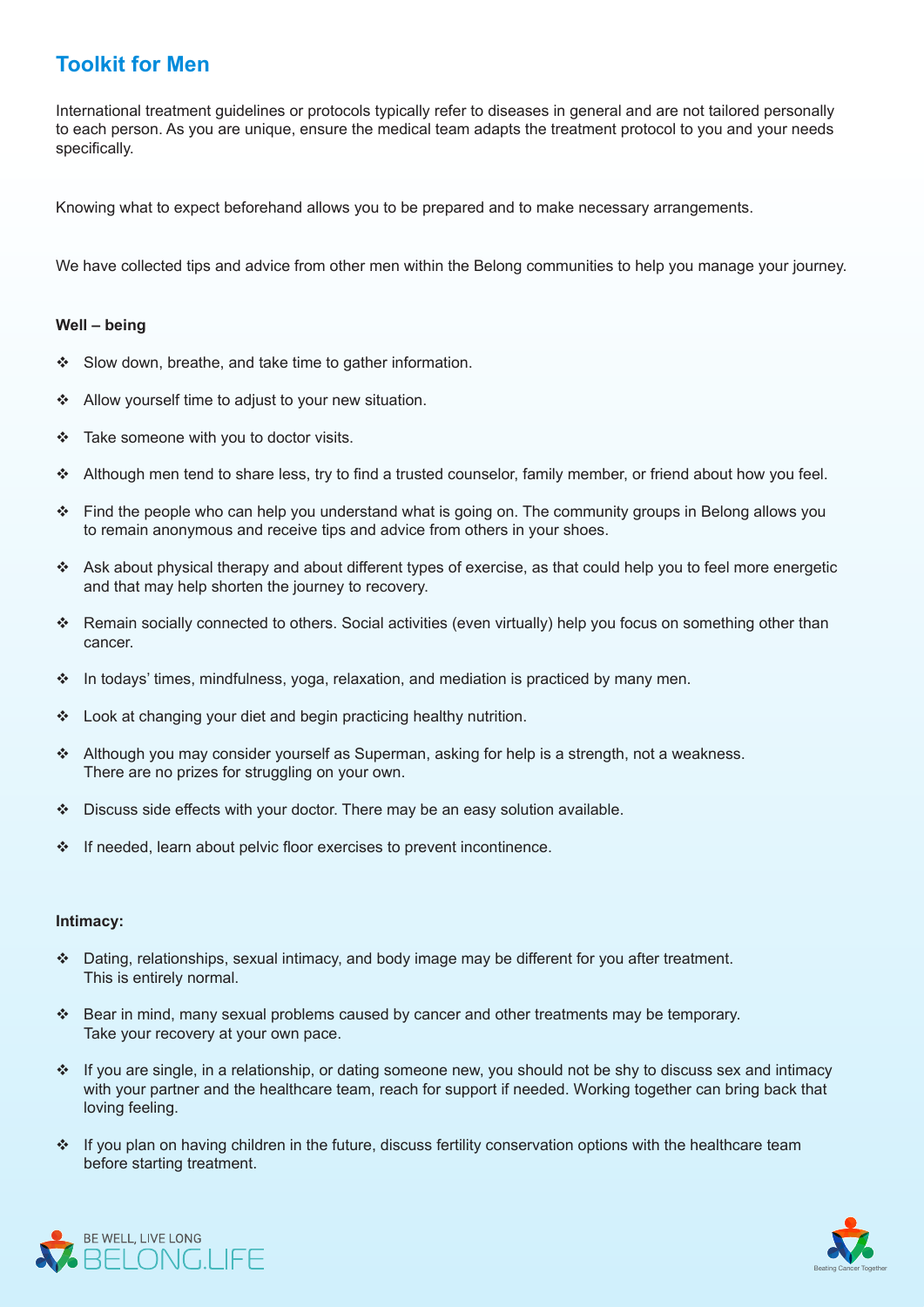# Toolkit for Men

International treatment guidelines or protocols typically refer to diseases in general and are not tailored personally to each person. As you are unique, ensure the medical team adapts the treatment protocol to you and your needs specifically.

Knowing what to expect beforehand allows you to be prepared and to make necessary arrangements.

We have collected tips and advice from other men within the Belong communities to help you manage your journey.

**Well – being**

- Slow down, breathe, and take time to gather information.
- Allow yourself time to adjust to your new situation.
- Take someone with you to doctor visits.
- Although men tend to share less, try to find a trusted counselor, family member, or friend about how you feel.
- Find the people who can help you understand what is going on. The community groups in Belong allows you to remain anonymous and receive tips and advice from others in your shoes.
- Ask about physical therapy and about different types of exercise, as that could help you to feel more energetic and that may help shorten the journey to recovery.
- Remain socially connected to others. Social activities (even virtually) help you focus on something other than cancer.
- In todays' times, mindfulness, yoga, relaxation, and mediation is practiced by many men.
- Look at changing your diet and begin practicing healthy nutrition.
- Although you may consider yourself as Superman, asking for help is a strength, not a weakness. There are no prizes for struggling on your own.
- Discuss side effects with your doctor. There may be an easy solution available.
- If needed, learn about pelvic floor exercises to prevent incontinence.

**Intimacy:**

- Dating, relationships, sexual intimacy, and body image may be different for you after treatment. This is entirely normal.
- Bear in mind, many sexual problems caused by cancer and other treatments may be temporary. Take your recovery at your own pace.
- If you are single, in a relationship, or dating someone new, you should not be shy to discuss sex and intimacy with your partner and the healthcare team, reach for support if needed. Working together can bring back that loving feeling.
- If you plan on having children in the future, discuss fertility conservation options with the healthcare team before starting treatment.

BE WELL, LIVE LONG BELONG.LIFE

Beating Cancer Together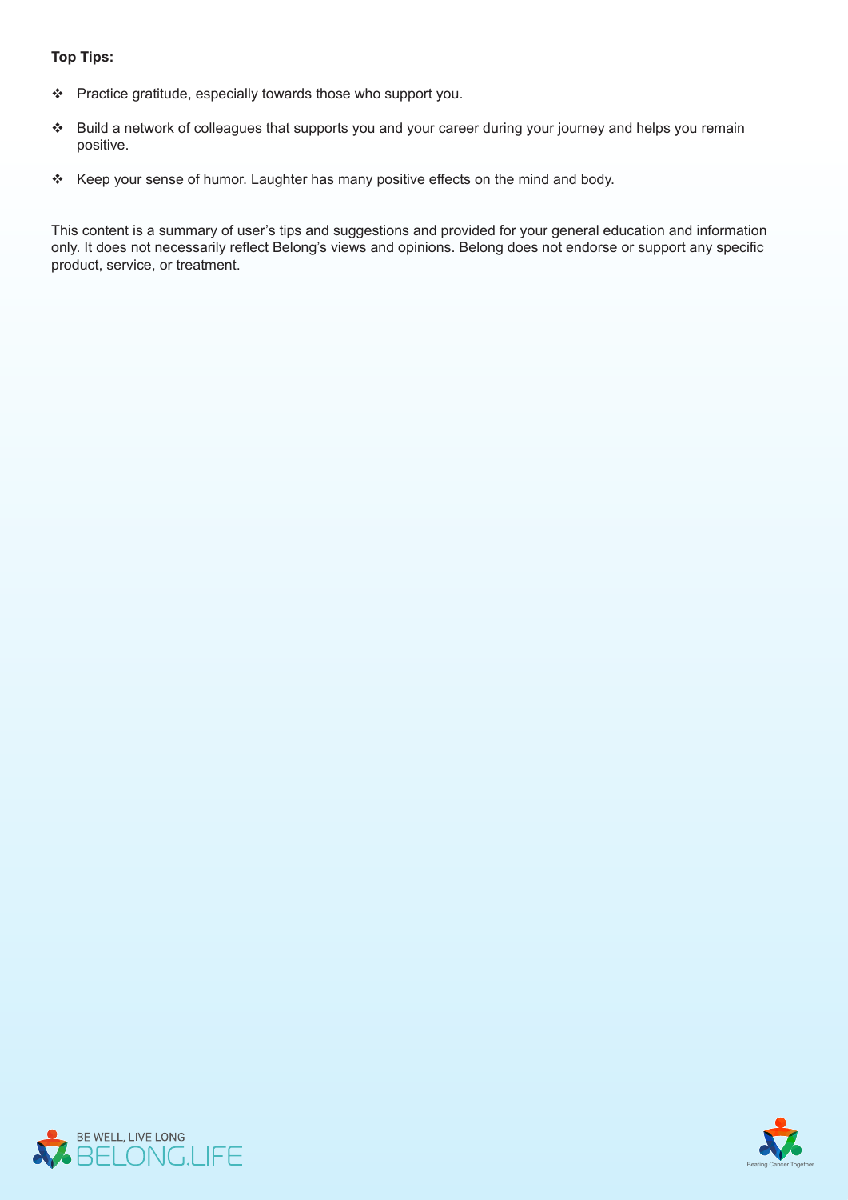**Top Tips:**

- Practice gratitude, especially towards those who support you.
- Build a network of colleagues that supports you and your career during your journey and helps you remain positive.
- Keep your sense of humor. Laughter has many positive effects on the mind and body.

This content is a summary of user's tips and suggestions and provided for your general education and information only. It does not necessarily reflect Belong's views and opinions. Belong does not endorse or support any specific product, service, or treatment.